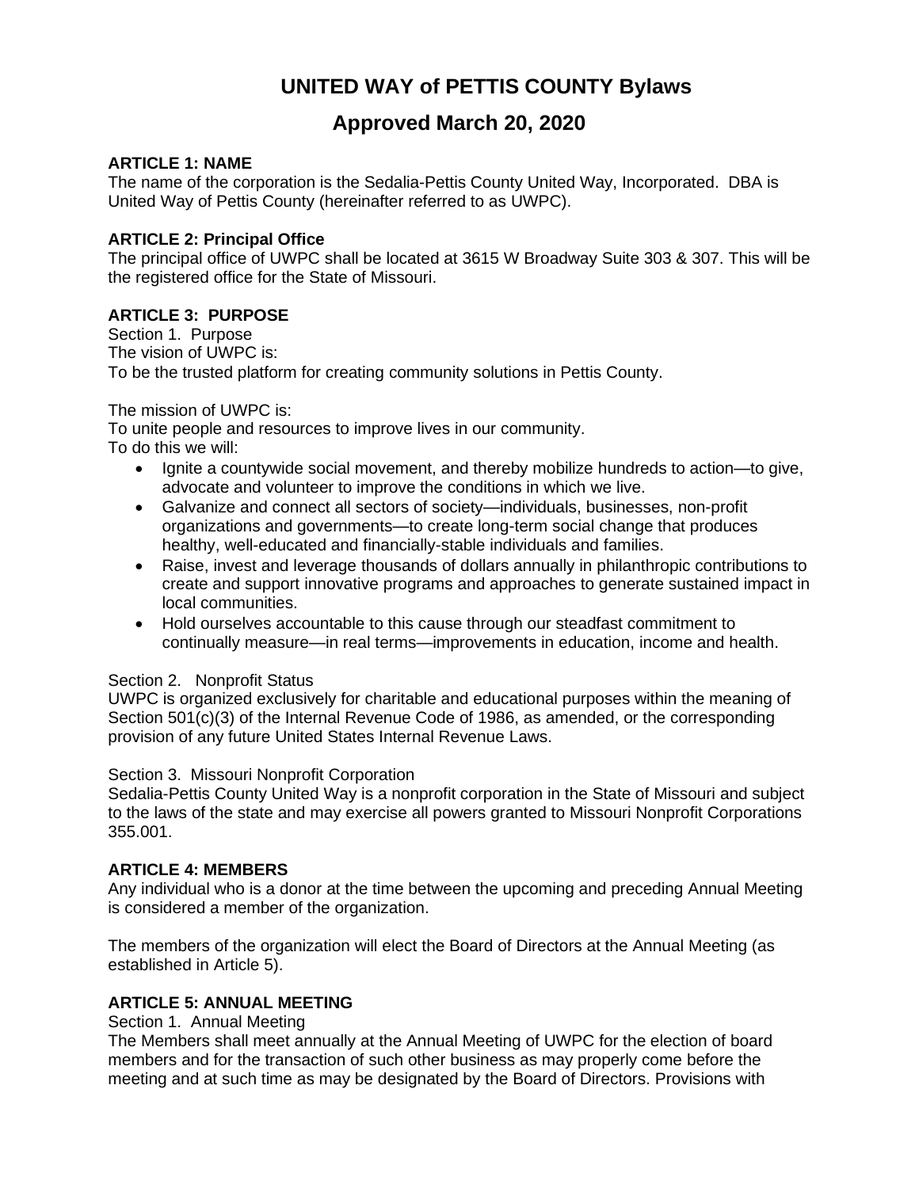# UNITED WAY of PETTIS COUNTY Bylaws

# Approved March 20, 2020

### ARTICLE 1: NAME

The name of the corporation is the Sedalia-Pettis County United Way, Incorporated. DBA is United Way of Pettis County (hereinafter referred to as UWPC).

### ARTICLE 2: Principal Office

The principal office of UWPC shall be located at 3615 W Broadway Suite 303 & 307. This will be the registered office for the State of Missouri.

### ARTICLE 3: PURPOSE

Section 1. Purpose

The vision of UWPC is:

To be the trusted platform for creating community solutions in Pettis County.

The mission of UWPC is:

To unite people and resources to improve lives in our community.

To do this we will:

- Ignite a countywide social movement, and thereby mobilize hundreds to action—to give, advocate and volunteer to improve the conditions in which we live.
- Galvanize and connect all sectors of society—individuals, businesses, non-profit organizations and governments—to create long-term social change that produces healthy, well-educated and financially-stable individuals and families.
- Raise, invest and leverage thousands of dollars annually in philanthropic contributions to create and support innovative programs and approaches to generate sustained impact in local communities.
- Hold ourselves accountable to this cause through our steadfast commitment to continually measure—in real terms—improvements in education, income and health.

Section 2. Nonprofit Status

UWPC is organized exclusively for charitable and educational purposes within the meaning of Section 501(c)(3) of the Internal Revenue Code of 1986, as amended, or the corresponding provision of any future United States Internal Revenue Laws.

Section 3. Missouri Nonprofit Corporation

Sedalia-Pettis County United Way is a nonprofit corporation in the State of Missouri and subject to the laws of the state and may exercise all powers granted to Missouri Nonprofit Corporations 355.001.

### ARTICLE 4: MEMBERS

Any individual who is a donor at the time between the upcoming and preceding Annual Meeting is considered a member of the organization.

The members of the organization will elect the Board of Directors at the Annual Meeting (as established in Article 5).

### ARTICLE 5: ANNUAL MEETING

Section 1. Annual Meeting

The Members shall meet annually at the Annual Meeting of UWPC for the election of board members and for the transaction of such other business as may properly come before the meeting and at such time as may be designated by the Board of Directors. Provisions with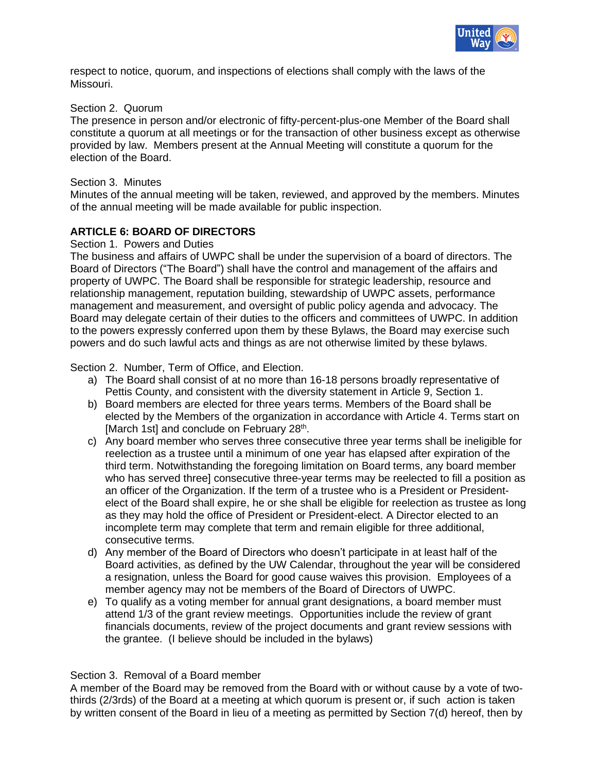respect to notice, quorum, and inspections of elections shall comply with the laws of the Missouri.

Section 2. Quorum
The presence in person and/or electronic of fifty-percent-plus-one Member of the Board shall constitute a quorum at all meetings or for the transaction of other business except as otherwise provided by law. Members present at the Annual Meeting will constitute a quorum for the election of the Board.

Section 3. Minutes
Minutes of the annual meeting will be taken, reviewed, and approved by the members. Minutes of the annual meeting will be made available for public inspection.

**ARTICLE 6: BOARD OF DIRECTORS**

Section 1. Powers and Duties
The business and affairs of UWPC shall be under the supervision of a board of directors. The Board of Directors ("The Board") shall have the control and management of the affairs and property of UWPC. The Board shall be responsible for strategic leadership, resource and relationship management, reputation building, stewardship of UWPC assets, performance management and measurement, and oversight of public policy agenda and advocacy. The Board may delegate certain of their duties to the officers and committees of UWPC. In addition to the powers expressly conferred upon them by these Bylaws, the Board may exercise such powers and do such lawful acts and things as are not otherwise limited by these bylaws.

Section 2. Number, Term of Office, and Election.

a) The Board shall consist of at no more than 16-18 persons broadly representative of Pettis County, and consistent with the diversity statement in Article 9, Section 1.
b) Board members are elected for three years terms. Members of the Board shall be elected by the Members of the organization in accordance with Article 4. Terms start on [March 1st] and conclude on February 28th.
c) Any board member who serves three consecutive three year terms shall be ineligible for reelection as a trustee until a minimum of one year has elapsed after expiration of the third term. Notwithstanding the foregoing limitation on Board terms, any board member who has served three] consecutive three-year terms may be reelected to fill a position as an officer of the Organization. If the term of a trustee who is a President or President-elect of the Board shall expire, he or she shall be eligible for reelection as trustee as long as they may hold the office of President or President-elect. A Director elected to an incomplete term may complete that term and remain eligible for three additional, consecutive terms.
d) Any member of the Board of Directors who doesn't participate in at least half of the Board activities, as defined by the UW Calendar, throughout the year will be considered a resignation, unless the Board for good cause waives this provision. Employees of a member agency may not be members of the Board of Directors of UWPC.
e) To qualify as a voting member for annual grant designations, a board member must attend 1/3 of the grant review meetings. Opportunities include the review of grant financials documents, review of the project documents and grant review sessions with the grantee. (I believe should be included in the bylaws)

Section 3. Removal of a Board member
A member of the Board may be removed from the Board with or without cause by a vote of two-thirds (2/3rds) of the Board at a meeting at which quorum is present or, if such action is taken by written consent of the Board in lieu of a meeting as permitted by Section 7(d) hereof, then by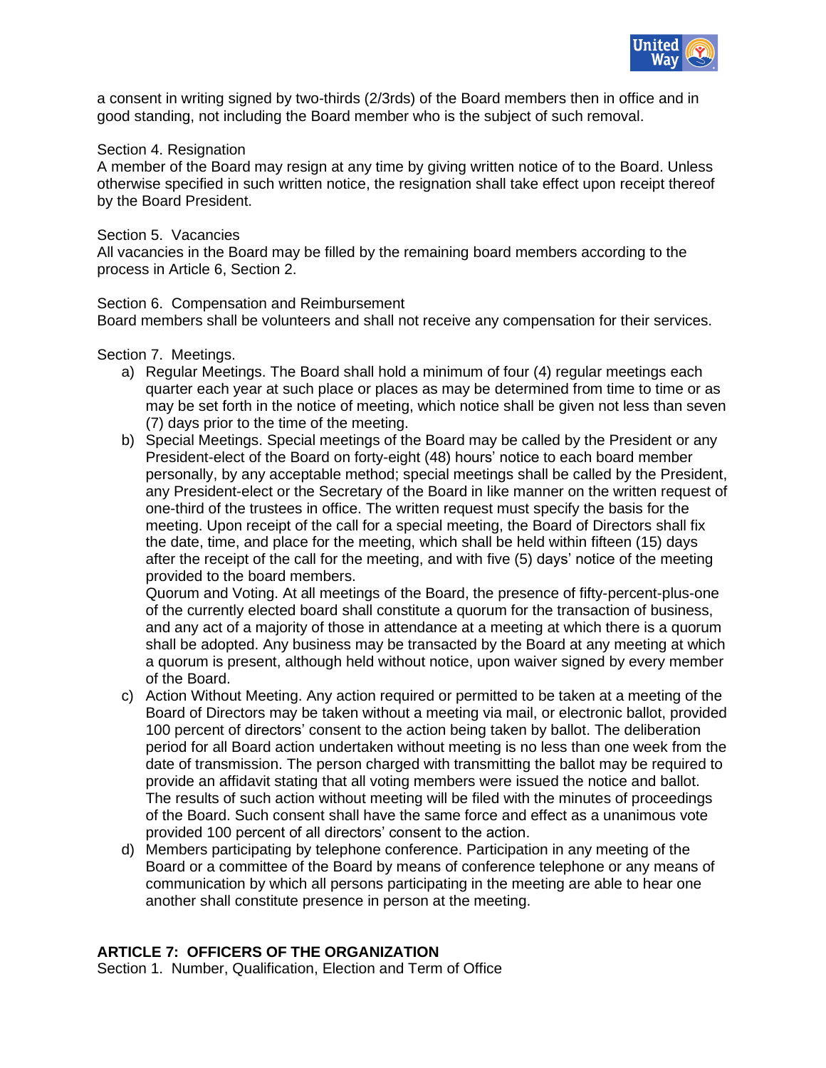a consent in writing signed by two-thirds (2/3rds) of the Board members then in office and in good standing, not including the Board member who is the subject of such removal.

Section 4. Resignation
A member of the Board may resign at any time by giving written notice of to the Board. Unless otherwise specified in such written notice, the resignation shall take effect upon receipt thereof by the Board President.

Section 5. Vacancies
All vacancies in the Board may be filled by the remaining board members according to the process in Article 6, Section 2.

Section 6. Compensation and Reimbursement
Board members shall be volunteers and shall not receive any compensation for their services.

Section 7. Meetings.

a) Regular Meetings. The Board shall hold a minimum of four (4) regular meetings each quarter each year at such place or places as may be determined from time to time or as may be set forth in the notice of meeting, which notice shall be given not less than seven (7) days prior to the time of the meeting.
b) Special Meetings. Special meetings of the Board may be called by the President or any President-elect of the Board on forty-eight (48) hours' notice to each board member personally, by any acceptable method; special meetings shall be called by the President, any President-elect or the Secretary of the Board in like manner on the written request of one-third of the trustees in office. The written request must specify the basis for the meeting. Upon receipt of the call for a special meeting, the Board of Directors shall fix the date, time, and place for the meeting, which shall be held within fifteen (15) days after the receipt of the call for the meeting, and with five (5) days' notice of the meeting provided to the board members.
   Quorum and Voting. At all meetings of the Board, the presence of fifty-percent-plus-one of the currently elected board shall constitute a quorum for the transaction of business, and any act of a majority of those in attendance at a meeting at which there is a quorum shall be adopted. Any business may be transacted by the Board at any meeting at which a quorum is present, although held without notice, upon waiver signed by every member of the Board.
c) Action Without Meeting. Any action required or permitted to be taken at a meeting of the Board of Directors may be taken without a meeting via mail, or electronic ballot, provided 100 percent of directors' consent to the action being taken by ballot. The deliberation period for all Board action undertaken without meeting is no less than one week from the date of transmission. The person charged with transmitting the ballot may be required to provide an affidavit stating that all voting members were issued the notice and ballot. The results of such action without meeting will be filed with the minutes of proceedings of the Board. Such consent shall have the same force and effect as a unanimous vote provided 100 percent of all directors' consent to the action.
d) Members participating by telephone conference. Participation in any meeting of the Board or a committee of the Board by means of conference telephone or any means of communication by which all persons participating in the meeting are able to hear one another shall constitute presence in person at the meeting.

## ARTICLE 7: OFFICERS OF THE ORGANIZATION

Section 1. Number, Qualification, Election and Term of Office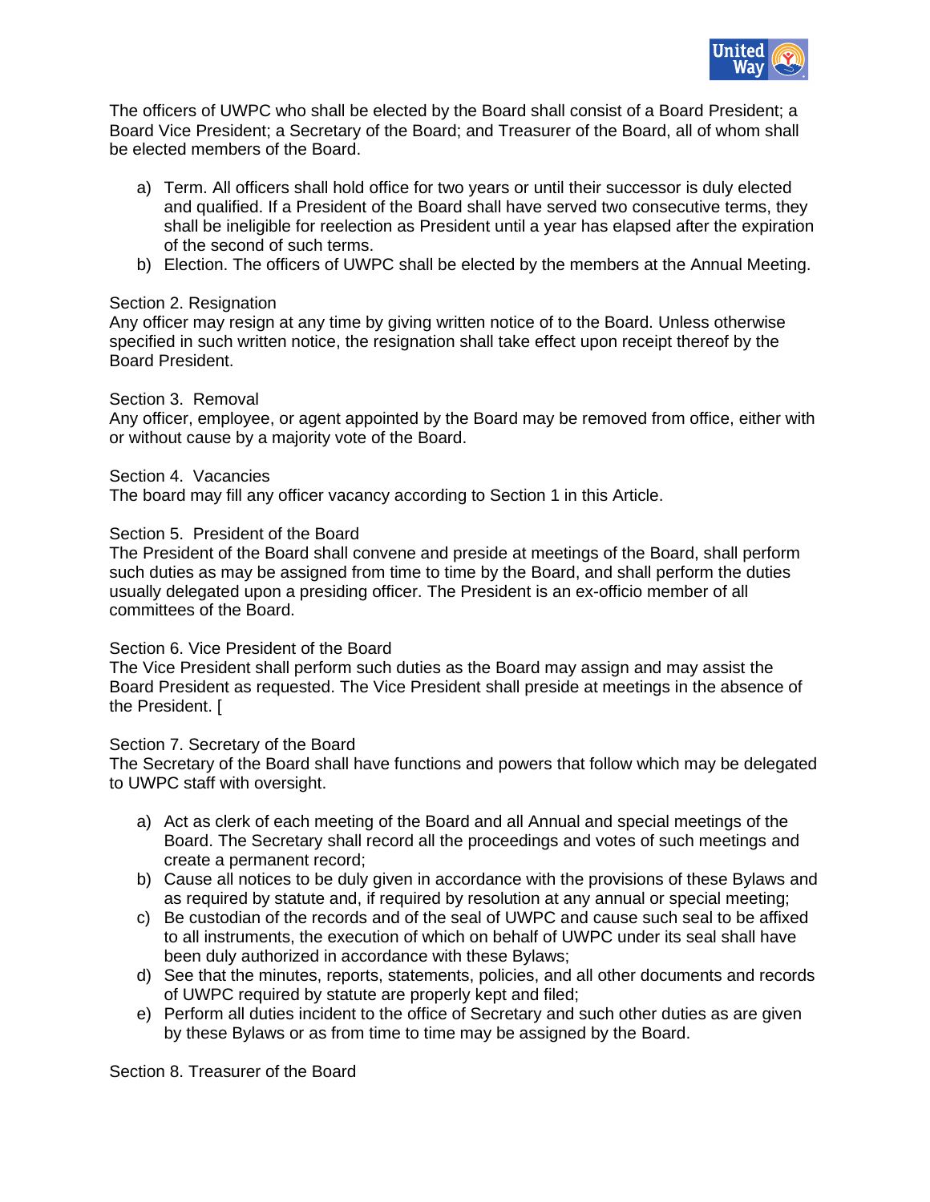The officers of UWPC who shall be elected by the Board shall consist of a Board President; a Board Vice President; a Secretary of the Board; and Treasurer of the Board, all of whom shall be elected members of the Board.

a) Term. All officers shall hold office for two years or until their successor is duly elected and qualified. If a President of the Board shall have served two consecutive terms, they shall be ineligible for reelection as President until a year has elapsed after the expiration of the second of such terms.
b) Election. The officers of UWPC shall be elected by the members at the Annual Meeting.

Section 2. Resignation
Any officer may resign at any time by giving written notice of to the Board. Unless otherwise specified in such written notice, the resignation shall take effect upon receipt thereof by the Board President.

Section 3. Removal
Any officer, employee, or agent appointed by the Board may be removed from office, either with or without cause by a majority vote of the Board.

Section 4. Vacancies
The board may fill any officer vacancy according to Section 1 in this Article.

Section 5. President of the Board
The President of the Board shall convene and preside at meetings of the Board, shall perform such duties as may be assigned from time to time by the Board, and shall perform the duties usually delegated upon a presiding officer. The President is an ex-officio member of all committees of the Board.

Section 6. Vice President of the Board
The Vice President shall perform such duties as the Board may assign and may assist the Board President as requested. The Vice President shall preside at meetings in the absence of the President. [

Section 7. Secretary of the Board
The Secretary of the Board shall have functions and powers that follow which may be delegated to UWPC staff with oversight.

a) Act as clerk of each meeting of the Board and all Annual and special meetings of the Board. The Secretary shall record all the proceedings and votes of such meetings and create a permanent record;
b) Cause all notices to be duly given in accordance with the provisions of these Bylaws and as required by statute and, if required by resolution at any annual or special meeting;
c) Be custodian of the records and of the seal of UWPC and cause such seal to be affixed to all instruments, the execution of which on behalf of UWPC under its seal shall have been duly authorized in accordance with these Bylaws;
d) See that the minutes, reports, statements, policies, and all other documents and records of UWPC required by statute are properly kept and filed;
e) Perform all duties incident to the office of Secretary and such other duties as are given by these Bylaws or as from time to time may be assigned by the Board.

Section 8. Treasurer of the Board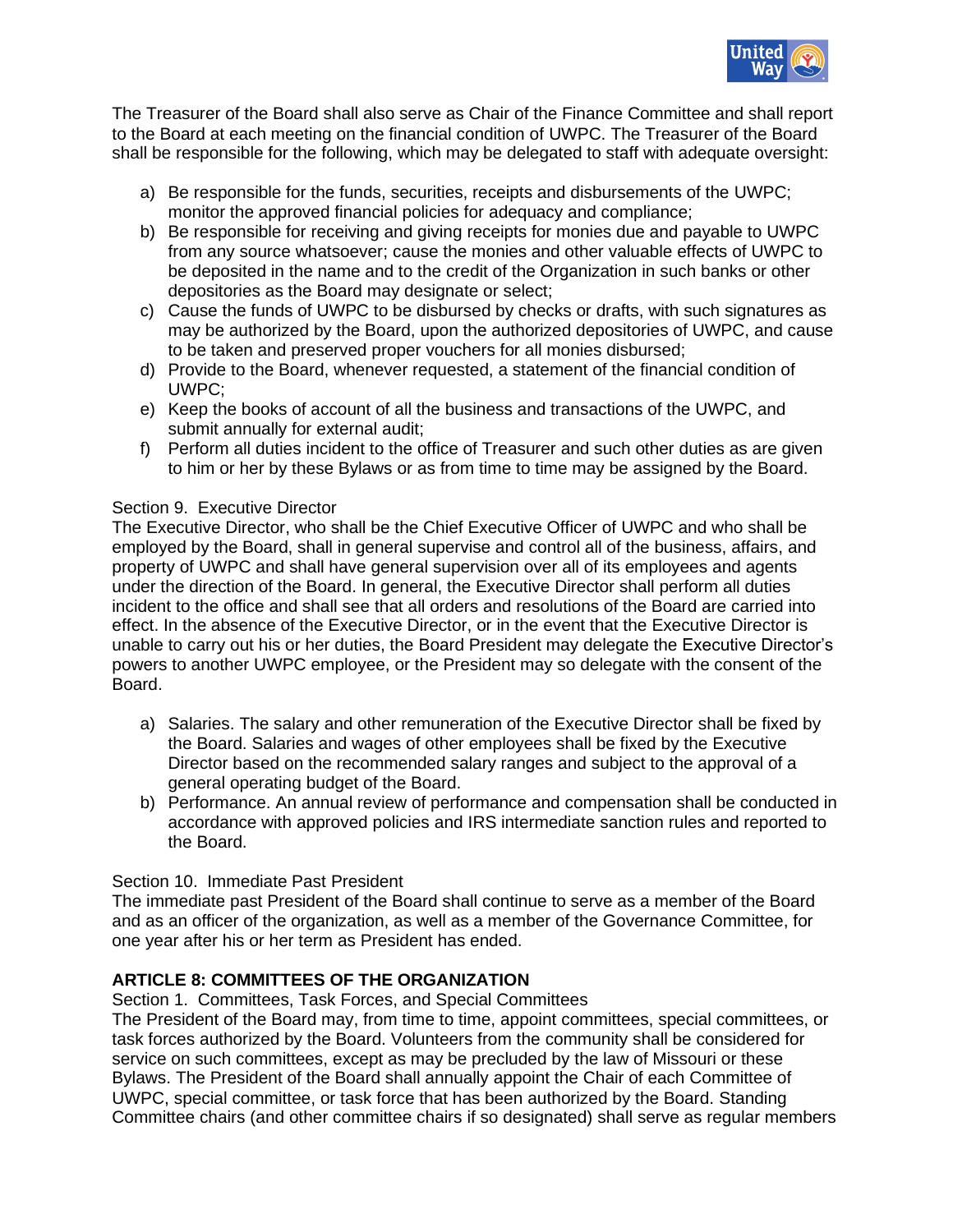The Treasurer of the Board shall also serve as Chair of the Finance Committee and shall report to the Board at each meeting on the financial condition of UWPC. The Treasurer of the Board shall be responsible for the following, which may be delegated to staff with adequate oversight:

a) Be responsible for the funds, securities, receipts and disbursements of the UWPC; monitor the approved financial policies for adequacy and compliance;
b) Be responsible for receiving and giving receipts for monies due and payable to UWPC from any source whatsoever; cause the monies and other valuable effects of UWPC to be deposited in the name and to the credit of the Organization in such banks or other depositories as the Board may designate or select;
c) Cause the funds of UWPC to be disbursed by checks or drafts, with such signatures as may be authorized by the Board, upon the authorized depositories of UWPC, and cause to be taken and preserved proper vouchers for all monies disbursed;
d) Provide to the Board, whenever requested, a statement of the financial condition of UWPC;
e) Keep the books of account of all the business and transactions of the UWPC, and submit annually for external audit;
f) Perform all duties incident to the office of Treasurer and such other duties as are given to him or her by these Bylaws or as from time to time may be assigned by the Board.

Section 9. Executive Director
The Executive Director, who shall be the Chief Executive Officer of UWPC and who shall be employed by the Board, shall in general supervise and control all of the business, affairs, and property of UWPC and shall have general supervision over all of its employees and agents under the direction of the Board. In general, the Executive Director shall perform all duties incident to the office and shall see that all orders and resolutions of the Board are carried into effect. In the absence of the Executive Director, or in the event that the Executive Director is unable to carry out his or her duties, the Board President may delegate the Executive Director's powers to another UWPC employee, or the President may so delegate with the consent of the Board.

a) Salaries. The salary and other remuneration of the Executive Director shall be fixed by the Board. Salaries and wages of other employees shall be fixed by the Executive Director based on the recommended salary ranges and subject to the approval of a general operating budget of the Board.
b) Performance. An annual review of performance and compensation shall be conducted in accordance with approved policies and IRS intermediate sanction rules and reported to the Board.

Section 10. Immediate Past President
The immediate past President of the Board shall continue to serve as a member of the Board and as an officer of the organization, as well as a member of the Governance Committee, for one year after his or her term as President has ended.

**ARTICLE 8: COMMITTEES OF THE ORGANIZATION**

Section 1. Committees, Task Forces, and Special Committees
The President of the Board may, from time to time, appoint committees, special committees, or task forces authorized by the Board. Volunteers from the community shall be considered for service on such committees, except as may be precluded by the law of Missouri or these Bylaws. The President of the Board shall annually appoint the Chair of each Committee of UWPC, special committee, or task force that has been authorized by the Board. Standing Committee chairs (and other committee chairs if so designated) shall serve as regular members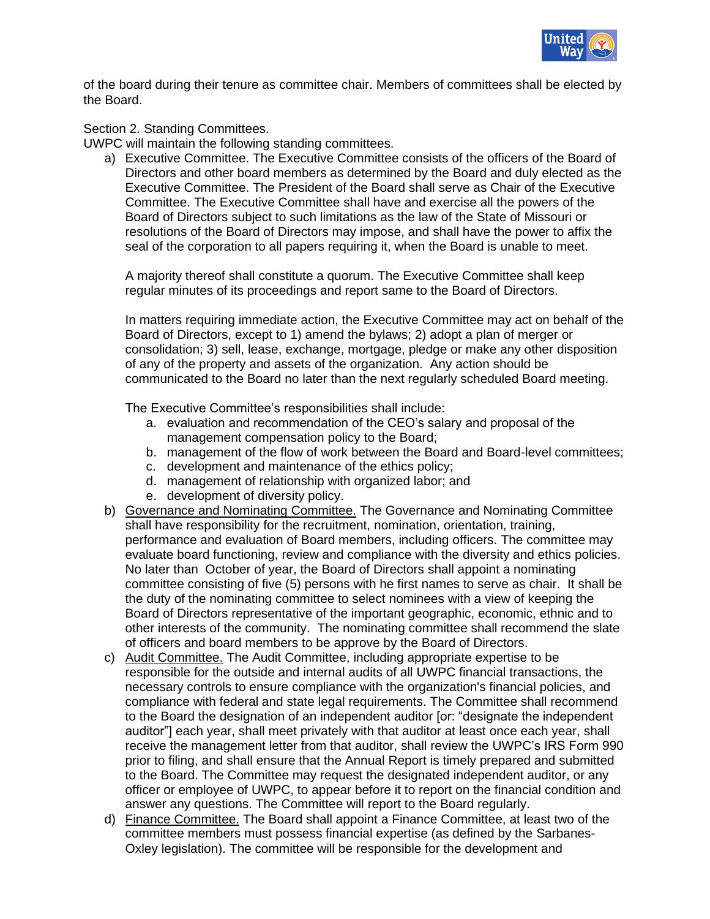of the board during their tenure as committee chair. Members of committees shall be elected by the Board.

Section 2. Standing Committees.
UWPC will maintain the following standing committees.

a) Executive Committee. The Executive Committee consists of the officers of the Board of Directors and other board members as determined by the Board and duly elected as the Executive Committee. The President of the Board shall serve as Chair of the Executive Committee. The Executive Committee shall have and exercise all the powers of the Board of Directors subject to such limitations as the law of the State of Missouri or resolutions of the Board of Directors may impose, and shall have the power to affix the seal of the corporation to all papers requiring it, when the Board is unable to meet.

   A majority thereof shall constitute a quorum. The Executive Committee shall keep regular minutes of its proceedings and report same to the Board of Directors.

   In matters requiring immediate action, the Executive Committee may act on behalf of the Board of Directors, except to 1) amend the bylaws; 2) adopt a plan of merger or consolidation; 3) sell, lease, exchange, mortgage, pledge or make any other disposition of any of the property and assets of the organization. Any action should be communicated to the Board no later than the next regularly scheduled Board meeting.

   The Executive Committee's responsibilities shall include:
   a. evaluation and recommendation of the CEO's salary and proposal of the management compensation policy to the Board;
   b. management of the flow of work between the Board and Board-level committees;
   c. development and maintenance of the ethics policy;
   d. management of relationship with organized labor; and
   e. development of diversity policy.

b) <u>Governance and Nominating Committee.</u> The Governance and Nominating Committee shall have responsibility for the recruitment, nomination, orientation, training, performance and evaluation of Board members, including officers. The committee may evaluate board functioning, review and compliance with the diversity and ethics policies. No later than October of year, the Board of Directors shall appoint a nominating committee consisting of five (5) persons with he first names to serve as chair. It shall be the duty of the nominating committee to select nominees with a view of keeping the Board of Directors representative of the important geographic, economic, ethnic and to other interests of the community. The nominating committee shall recommend the slate of officers and board members to be approve by the Board of Directors.

c) <u>Audit Committee.</u> The Audit Committee, including appropriate expertise to be responsible for the outside and internal audits of all UWPC financial transactions, the necessary controls to ensure compliance with the organization's financial policies, and compliance with federal and state legal requirements. The Committee shall recommend to the Board the designation of an independent auditor [or: "designate the independent auditor"] each year, shall meet privately with that auditor at least once each year, shall receive the management letter from that auditor, shall review the UWPC's IRS Form 990 prior to filing, and shall ensure that the Annual Report is timely prepared and submitted to the Board. The Committee may request the designated independent auditor, or any officer or employee of UWPC, to appear before it to report on the financial condition and answer any questions. The Committee will report to the Board regularly.

d) <u>Finance Committee.</u> The Board shall appoint a Finance Committee, at least two of the committee members must possess financial expertise (as defined by the Sarbanes-Oxley legislation). The committee will be responsible for the development and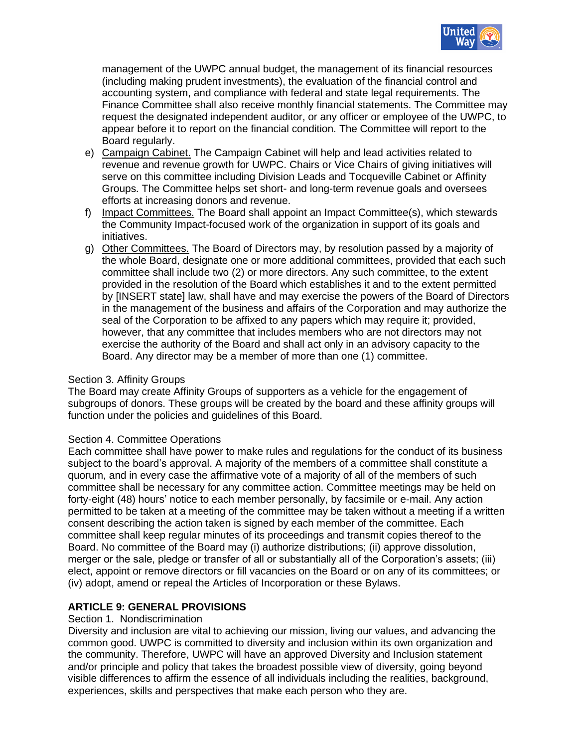management of the UWPC annual budget, the management of its financial resources (including making prudent investments), the evaluation of the financial control and accounting system, and compliance with federal and state legal requirements. The Finance Committee shall also receive monthly financial statements. The Committee may request the designated independent auditor, or any officer or employee of the UWPC, to appear before it to report on the financial condition. The Committee will report to the Board regularly.

e) Campaign Cabinet. The Campaign Cabinet will help and lead activities related to revenue and revenue growth for UWPC. Chairs or Vice Chairs of giving initiatives will serve on this committee including Division Leads and Tocqueville Cabinet or Affinity Groups. The Committee helps set short- and long-term revenue goals and oversees efforts at increasing donors and revenue.

f) Impact Committees. The Board shall appoint an Impact Committee(s), which stewards the Community Impact-focused work of the organization in support of its goals and initiatives.

g) Other Committees. The Board of Directors may, by resolution passed by a majority of the whole Board, designate one or more additional committees, provided that each such committee shall include two (2) or more directors. Any such committee, to the extent provided in the resolution of the Board which establishes it and to the extent permitted by [INSERT state] law, shall have and may exercise the powers of the Board of Directors in the management of the business and affairs of the Corporation and may authorize the seal of the Corporation to be affixed to any papers which may require it; provided, however, that any committee that includes members who are not directors may not exercise the authority of the Board and shall act only in an advisory capacity to the Board. Any director may be a member of more than one (1) committee.

Section 3. Affinity Groups
The Board may create Affinity Groups of supporters as a vehicle for the engagement of subgroups of donors. These groups will be created by the board and these affinity groups will function under the policies and guidelines of this Board.

Section 4. Committee Operations
Each committee shall have power to make rules and regulations for the conduct of its business subject to the board's approval. A majority of the members of a committee shall constitute a quorum, and in every case the affirmative vote of a majority of all of the members of such committee shall be necessary for any committee action. Committee meetings may be held on forty-eight (48) hours' notice to each member personally, by facsimile or e-mail. Any action permitted to be taken at a meeting of the committee may be taken without a meeting if a written consent describing the action taken is signed by each member of the committee. Each committee shall keep regular minutes of its proceedings and transmit copies thereof to the Board. No committee of the Board may (i) authorize distributions; (ii) approve dissolution, merger or the sale, pledge or transfer of all or substantially all of the Corporation's assets; (iii) elect, appoint or remove directors or fill vacancies on the Board or on any of its committees; or (iv) adopt, amend or repeal the Articles of Incorporation or these Bylaws.

## ARTICLE 9: GENERAL PROVISIONS

Section 1. Nondiscrimination
Diversity and inclusion are vital to achieving our mission, living our values, and advancing the common good. UWPC is committed to diversity and inclusion within its own organization and the community. Therefore, UWPC will have an approved Diversity and Inclusion statement and/or principle and policy that takes the broadest possible view of diversity, going beyond visible differences to affirm the essence of all individuals including the realities, background, experiences, skills and perspectives that make each person who they are.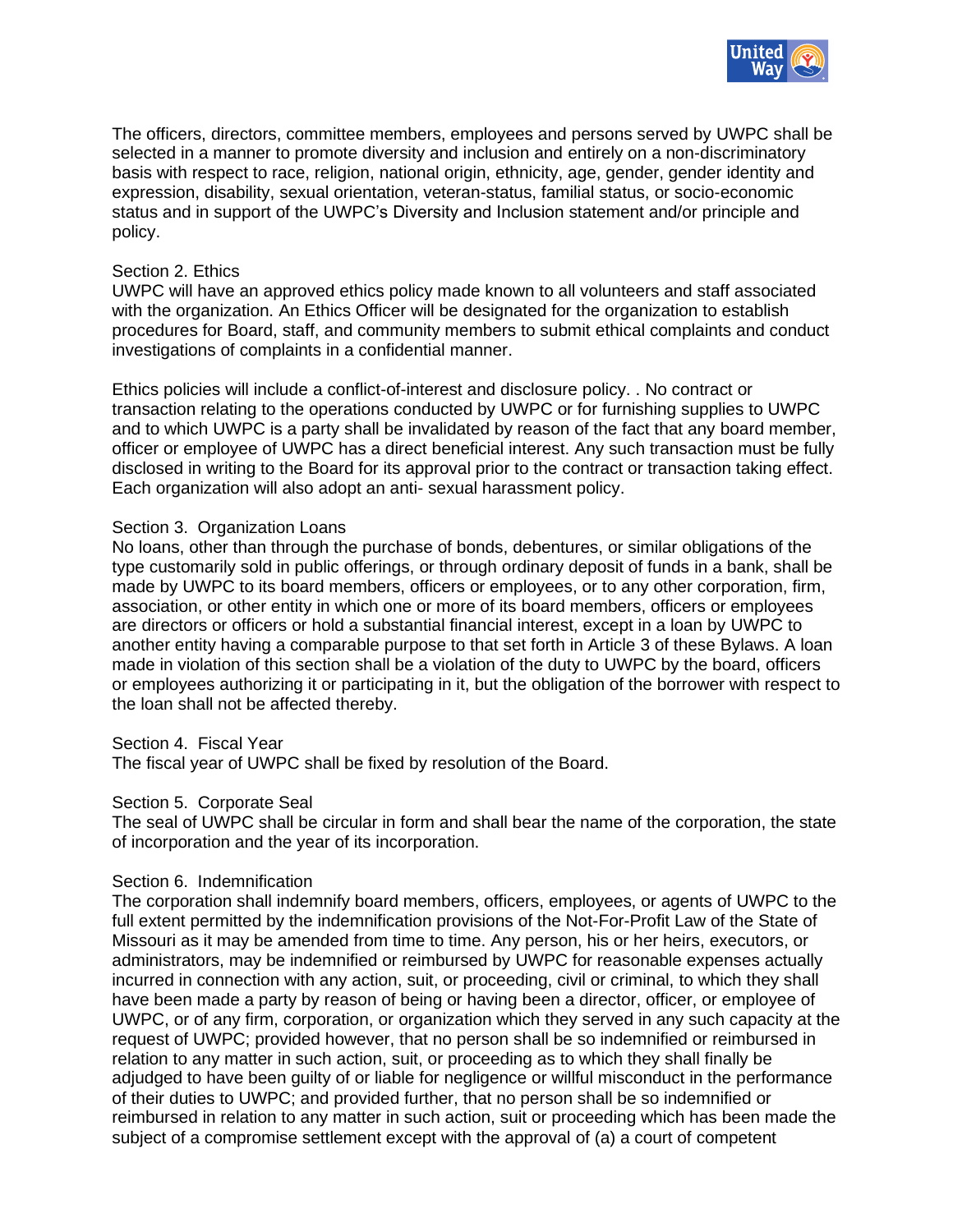The officers, directors, committee members, employees and persons served by UWPC shall be selected in a manner to promote diversity and inclusion and entirely on a non-discriminatory basis with respect to race, religion, national origin, ethnicity, age, gender, gender identity and expression, disability, sexual orientation, veteran-status, familial status, or socio-economic status and in support of the UWPC's Diversity and Inclusion statement and/or principle and policy.

Section 2. Ethics

UWPC will have an approved ethics policy made known to all volunteers and staff associated with the organization. An Ethics Officer will be designated for the organization to establish procedures for Board, staff, and community members to submit ethical complaints and conduct investigations of complaints in a confidential manner.

Ethics policies will include a conflict-of-interest and disclosure policy. . No contract or transaction relating to the operations conducted by UWPC or for furnishing supplies to UWPC and to which UWPC is a party shall be invalidated by reason of the fact that any board member, officer or employee of UWPC has a direct beneficial interest. Any such transaction must be fully disclosed in writing to the Board for its approval prior to the contract or transaction taking effect. Each organization will also adopt an anti- sexual harassment policy.

Section 3. Organization Loans

No loans, other than through the purchase of bonds, debentures, or similar obligations of the type customarily sold in public offerings, or through ordinary deposit of funds in a bank, shall be made by UWPC to its board members, officers or employees, or to any other corporation, firm, association, or other entity in which one or more of its board members, officers or employees are directors or officers or hold a substantial financial interest, except in a loan by UWPC to another entity having a comparable purpose to that set forth in Article 3 of these Bylaws. A loan made in violation of this section shall be a violation of the duty to UWPC by the board, officers or employees authorizing it or participating in it, but the obligation of the borrower with respect to the loan shall not be affected thereby.

Section 4. Fiscal Year

The fiscal year of UWPC shall be fixed by resolution of the Board.

Section 5. Corporate Seal

The seal of UWPC shall be circular in form and shall bear the name of the corporation, the state of incorporation and the year of its incorporation.

Section 6. Indemnification

The corporation shall indemnify board members, officers, employees, or agents of UWPC to the full extent permitted by the indemnification provisions of the Not-For-Profit Law of the State of Missouri as it may be amended from time to time. Any person, his or her heirs, executors, or administrators, may be indemnified or reimbursed by UWPC for reasonable expenses actually incurred in connection with any action, suit, or proceeding, civil or criminal, to which they shall have been made a party by reason of being or having been a director, officer, or employee of UWPC, or of any firm, corporation, or organization which they served in any such capacity at the request of UWPC; provided however, that no person shall be so indemnified or reimbursed in relation to any matter in such action, suit, or proceeding as to which they shall finally be adjudged to have been guilty of or liable for negligence or willful misconduct in the performance of their duties to UWPC; and provided further, that no person shall be so indemnified or reimbursed in relation to any matter in such action, suit or proceeding which has been made the subject of a compromise settlement except with the approval of (a) a court of competent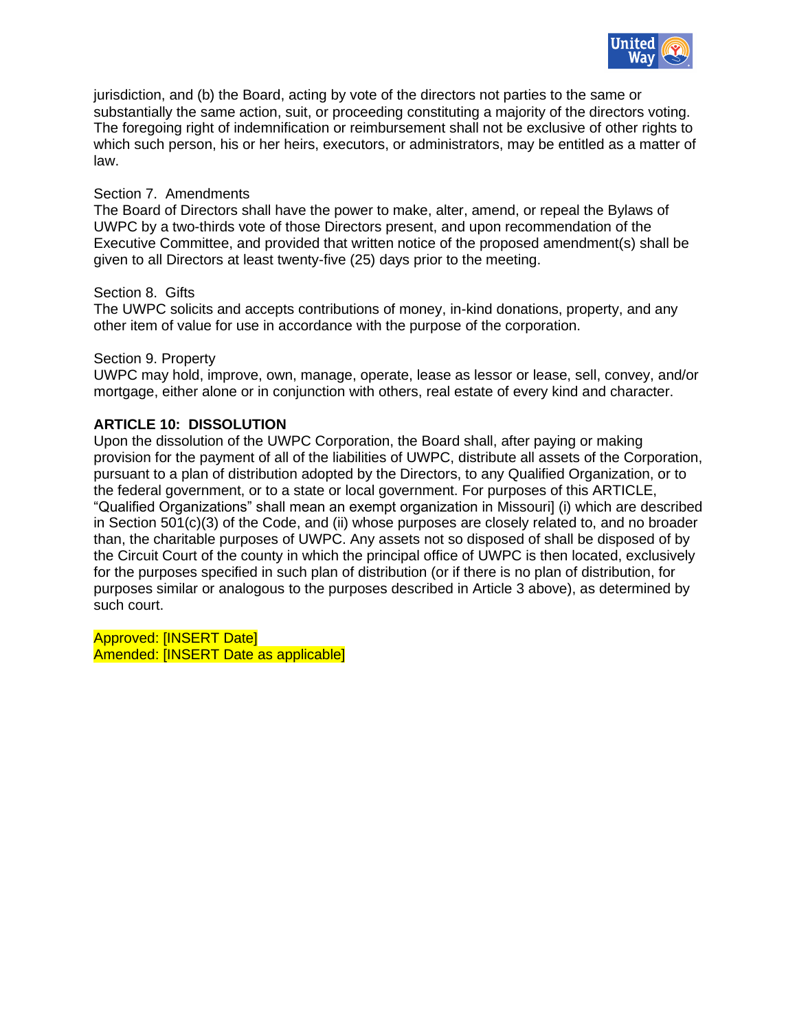jurisdiction, and (b) the Board, acting by vote of the directors not parties to the same or substantially the same action, suit, or proceeding constituting a majority of the directors voting. The foregoing right of indemnification or reimbursement shall not be exclusive of other rights to which such person, his or her heirs, executors, or administrators, may be entitled as a matter of law.

Section 7. Amendments
The Board of Directors shall have the power to make, alter, amend, or repeal the Bylaws of UWPC by a two-thirds vote of those Directors present, and upon recommendation of the Executive Committee, and provided that written notice of the proposed amendment(s) shall be given to all Directors at least twenty-five (25) days prior to the meeting.

Section 8. Gifts
The UWPC solicits and accepts contributions of money, in-kind donations, property, and any other item of value for use in accordance with the purpose of the corporation.

Section 9. Property
UWPC may hold, improve, own, manage, operate, lease as lessor or lease, sell, convey, and/or mortgage, either alone or in conjunction with others, real estate of every kind and character.

**ARTICLE 10: DISSOLUTION**
Upon the dissolution of the UWPC Corporation, the Board shall, after paying or making provision for the payment of all of the liabilities of UWPC, distribute all assets of the Corporation, pursuant to a plan of distribution adopted by the Directors, to any Qualified Organization, or to the federal government, or to a state or local government. For purposes of this ARTICLE, "Qualified Organizations" shall mean an exempt organization in Missouri] (i) which are described in Section 501(c)(3) of the Code, and (ii) whose purposes are closely related to, and no broader than, the charitable purposes of UWPC. Any assets not so disposed of shall be disposed of by the Circuit Court of the county in which the principal office of UWPC is then located, exclusively for the purposes specified in such plan of distribution (or if there is no plan of distribution, for purposes similar or analogous to the purposes described in Article 3 above), as determined by such court.

Approved: [INSERT Date]
Amended: [INSERT Date as applicable]